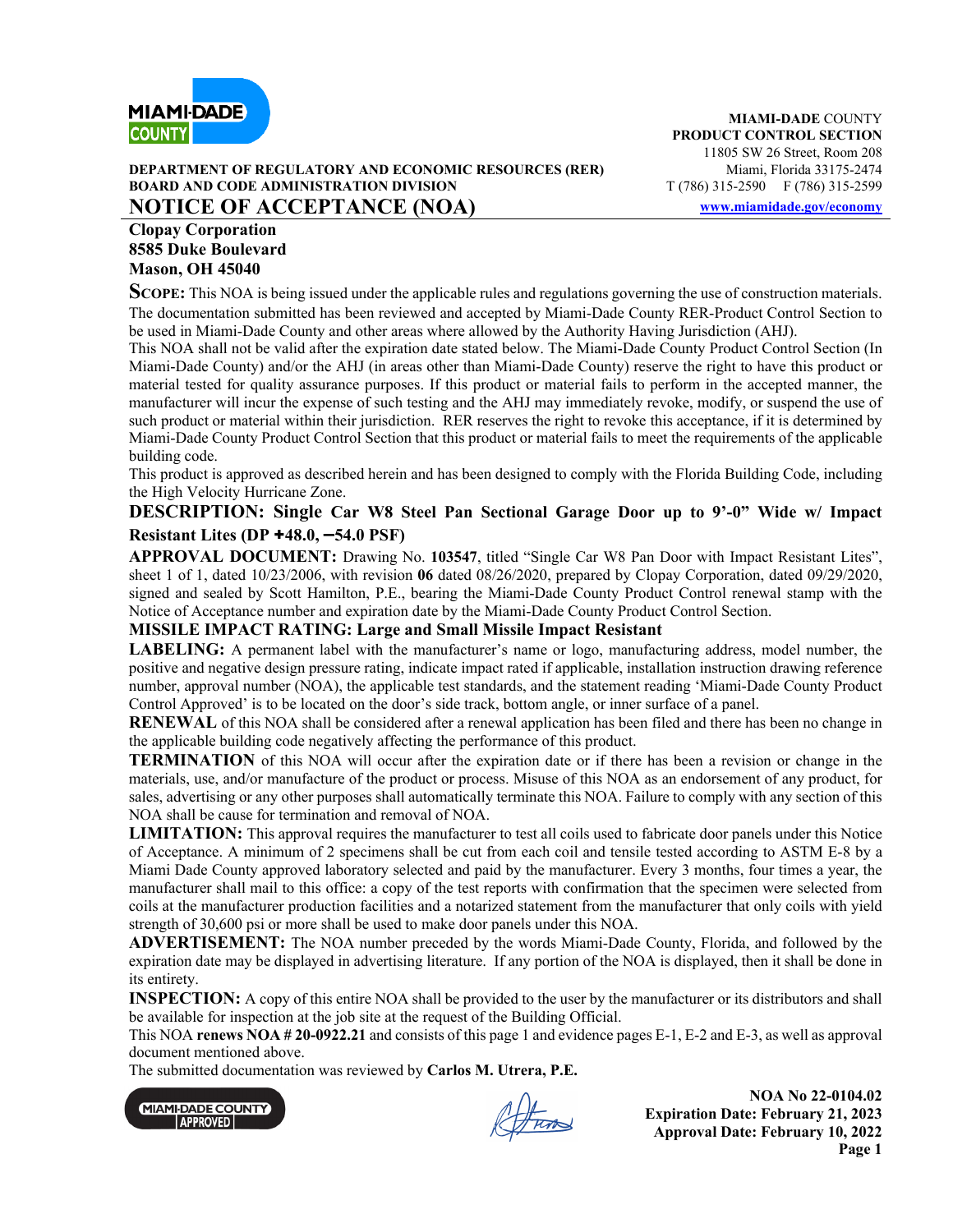MIAMI-DADE COUNTY
PRODUCT CONTROL SECTION
11805 SW 26 Street, Room 208
Miami, Florida 33175-2474
T (786) 315-2590 F (786) 315-2599
www.miamidade.gov/economy

**DEPARTMENT OF REGULATORY AND ECONOMIC RESOURCES (RER)**
**BOARD AND CODE ADMINISTRATION DIVISION**

# NOTICE OF ACCEPTANCE (NOA)

**Clopay Corporation**
**8585 Duke Boulevard**
**Mason, OH 45040**

**SCOPE:** This NOA is being issued under the applicable rules and regulations governing the use of construction materials. The documentation submitted has been reviewed and accepted by Miami-Dade County RER-Product Control Section to be used in Miami-Dade County and other areas where allowed by the Authority Having Jurisdiction (AHJ).
This NOA shall not be valid after the expiration date stated below. The Miami-Dade County Product Control Section (In Miami-Dade County) and/or the AHJ (in areas other than Miami-Dade County) reserve the right to have this product or material tested for quality assurance purposes. If this product or material fails to perform in the accepted manner, the manufacturer will incur the expense of such testing and the AHJ may immediately revoke, modify, or suspend the use of such product or material within their jurisdiction. RER reserves the right to revoke this acceptance, if it is determined by Miami-Dade County Product Control Section that this product or material fails to meet the requirements of the applicable building code.
This product is approved as described herein and has been designed to comply with the Florida Building Code, including the High Velocity Hurricane Zone.

**DESCRIPTION: Single Car W8 Steel Pan Sectional Garage Door up to 9'-0" Wide w/ Impact Resistant Lites (DP +48.0, −54.0 PSF)**

**APPROVAL DOCUMENT:** Drawing No. **103547**, titled "Single Car W8 Pan Door with Impact Resistant Lites", sheet 1 of 1, dated 10/23/2006, with revision **06** dated 08/26/2020, prepared by Clopay Corporation, dated 09/29/2020, signed and sealed by Scott Hamilton, P.E., bearing the Miami-Dade County Product Control renewal stamp with the Notice of Acceptance number and expiration date by the Miami-Dade County Product Control Section.

**MISSILE IMPACT RATING: Large and Small Missile Impact Resistant**

**LABELING:** A permanent label with the manufacturer's name or logo, manufacturing address, model number, the positive and negative design pressure rating, indicate impact rated if applicable, installation instruction drawing reference number, approval number (NOA), the applicable test standards, and the statement reading 'Miami-Dade County Product Control Approved' is to be located on the door's side track, bottom angle, or inner surface of a panel.

**RENEWAL** of this NOA shall be considered after a renewal application has been filed and there has been no change in the applicable building code negatively affecting the performance of this product.

**TERMINATION** of this NOA will occur after the expiration date or if there has been a revision or change in the materials, use, and/or manufacture of the product or process. Misuse of this NOA as an endorsement of any product, for sales, advertising or any other purposes shall automatically terminate this NOA. Failure to comply with any section of this NOA shall be cause for termination and removal of NOA.

**LIMITATION:** This approval requires the manufacturer to test all coils used to fabricate door panels under this Notice of Acceptance. A minimum of 2 specimens shall be cut from each coil and tensile tested according to ASTM E-8 by a Miami Dade County approved laboratory selected and paid by the manufacturer. Every 3 months, four times a year, the manufacturer shall mail to this office: a copy of the test reports with confirmation that the specimen were selected from coils at the manufacturer production facilities and a notarized statement from the manufacturer that only coils with yield strength of 30,600 psi or more shall be used to make door panels under this NOA.

**ADVERTISEMENT:** The NOA number preceded by the words Miami-Dade County, Florida, and followed by the expiration date may be displayed in advertising literature. If any portion of the NOA is displayed, then it shall be done in its entirety.

**INSPECTION:** A copy of this entire NOA shall be provided to the user by the manufacturer or its distributors and shall be available for inspection at the job site at the request of the Building Official.

This NOA **renews NOA # 20-0922.21** and consists of this page 1 and evidence pages E-1, E-2 and E-3, as well as approval document mentioned above.

The submitted documentation was reviewed by **Carlos M. Utrera, P.E.**

**NOA No 22-0104.02**
**Expiration Date: February 21, 2023**
**Approval Date: February 10, 2022**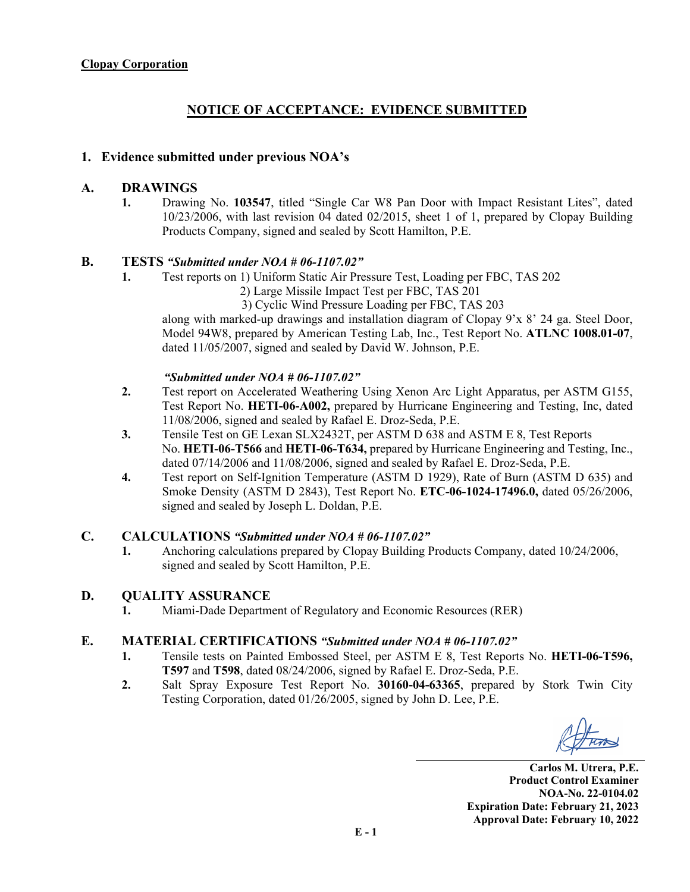**Clopay Corporation**

# NOTICE OF ACCEPTANCE: EVIDENCE SUBMITTED

## 1. Evidence submitted under previous NOA's

### A. DRAWINGS

1. Drawing No. **103547**, titled "Single Car W8 Pan Door with Impact Resistant Lites", dated 10/23/2006, with last revision 04 dated 02/2015, sheet 1 of 1, prepared by Clopay Building Products Company, signed and sealed by Scott Hamilton, P.E.

### B. TESTS *"Submitted under NOA # 06-1107.02"*

1. Test reports on 1) Uniform Static Air Pressure Test, Loading per FBC, TAS 202
   2) Large Missile Impact Test per FBC, TAS 201
   3) Cyclic Wind Pressure Loading per FBC, TAS 203

   along with marked-up drawings and installation diagram of Clopay 9'x 8' 24 ga. Steel Door, Model 94W8, prepared by American Testing Lab, Inc., Test Report No. **ATLNC 1008.01-07**, dated 11/05/2007, signed and sealed by David W. Johnson, P.E.

   *"Submitted under NOA # 06-1107.02"*

2. Test report on Accelerated Weathering Using Xenon Arc Light Apparatus, per ASTM G155, Test Report No. **HETI-06-A002,** prepared by Hurricane Engineering and Testing, Inc, dated 11/08/2006, signed and sealed by Rafael E. Droz-Seda, P.E.
3. Tensile Test on GE Lexan SLX2432T, per ASTM D 638 and ASTM E 8, Test Reports No. **HETI-06-T566** and **HETI-06-T634,** prepared by Hurricane Engineering and Testing, Inc., dated 07/14/2006 and 11/08/2006, signed and sealed by Rafael E. Droz-Seda, P.E.
4. Test report on Self-Ignition Temperature (ASTM D 1929), Rate of Burn (ASTM D 635) and Smoke Density (ASTM D 2843), Test Report No. **ETC-06-1024-17496.0,** dated 05/26/2006, signed and sealed by Joseph L. Doldan, P.E.

### C. CALCULATIONS *"Submitted under NOA # 06-1107.02"*

1. Anchoring calculations prepared by Clopay Building Products Company, dated 10/24/2006, signed and sealed by Scott Hamilton, P.E.

### D. QUALITY ASSURANCE

1. Miami-Dade Department of Regulatory and Economic Resources (RER)

### E. MATERIAL CERTIFICATIONS *"Submitted under NOA # 06-1107.02"*

1. Tensile tests on Painted Embossed Steel, per ASTM E 8, Test Reports No. **HETI-06-T596, T597** and **T598**, dated 08/24/2006, signed by Rafael E. Droz-Seda, P.E.
2. Salt Spray Exposure Test Report No. **30160-04-63365**, prepared by Stork Twin City Testing Corporation, dated 01/26/2005, signed by John D. Lee, P.E.

**Carlos M. Utrera, P.E.**
**Product Control Examiner**
**NOA-No. 22-0104.02**
**Expiration Date: February 21, 2023**
**Approval Date: February 10, 2022**

**E - 1**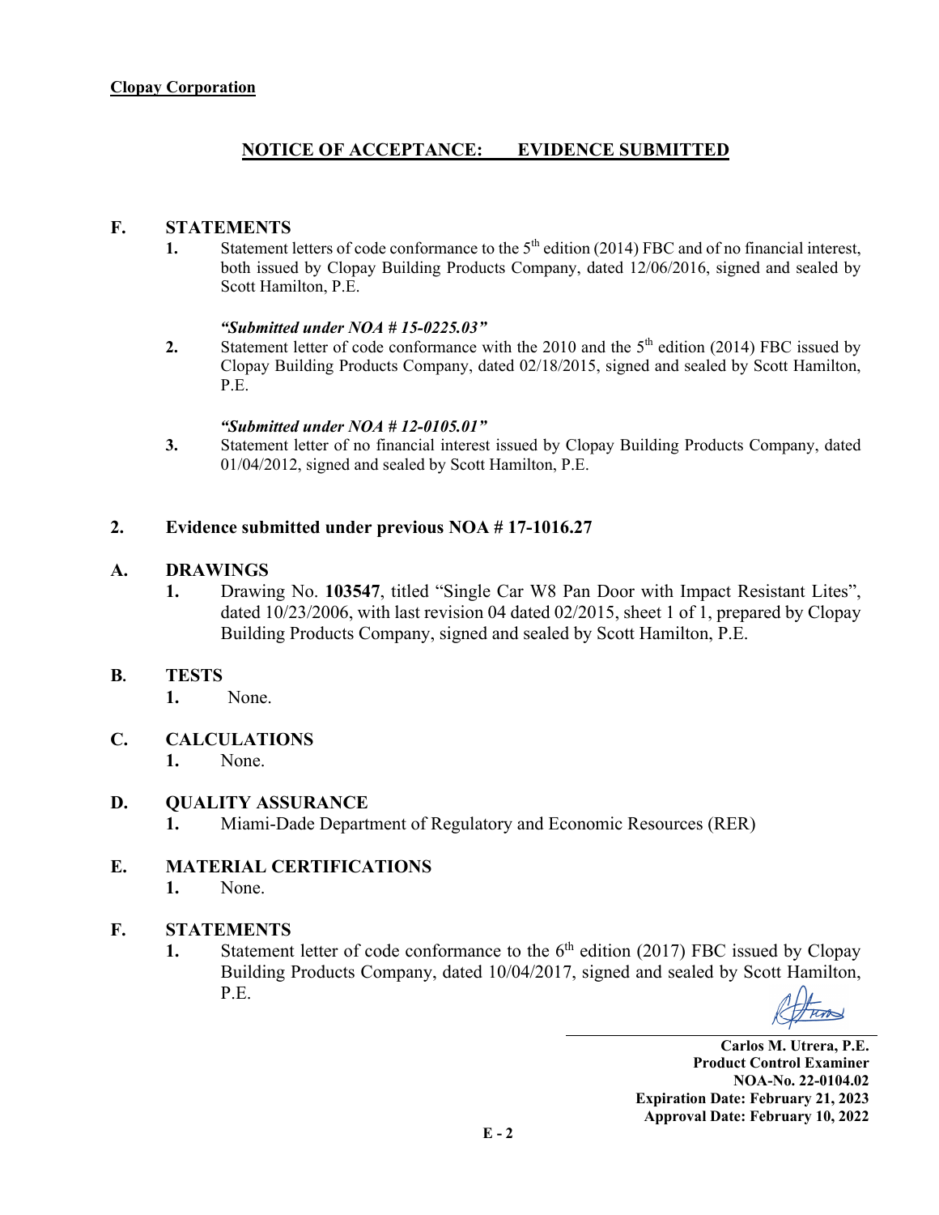**Clopay Corporation**

## NOTICE OF ACCEPTANCE: EVIDENCE SUBMITTED

**F. STATEMENTS**

1. Statement letters of code conformance to the 5th edition (2014) FBC and of no financial interest, both issued by Clopay Building Products Company, dated 12/06/2016, signed and sealed by Scott Hamilton, P.E.

   ***"Submitted under NOA # 15-0225.03"***

2. Statement letter of code conformance with the 2010 and the 5th edition (2014) FBC issued by Clopay Building Products Company, dated 02/18/2015, signed and sealed by Scott Hamilton, P.E.

   ***"Submitted under NOA # 12-0105.01"***

3. Statement letter of no financial interest issued by Clopay Building Products Company, dated 01/04/2012, signed and sealed by Scott Hamilton, P.E.

## 2. Evidence submitted under previous NOA # 17-1016.27

**A. DRAWINGS**

1. Drawing No. **103547**, titled "Single Car W8 Pan Door with Impact Resistant Lites", dated 10/23/2006, with last revision 04 dated 02/2015, sheet 1 of 1, prepared by Clopay Building Products Company, signed and sealed by Scott Hamilton, P.E.

**B. TESTS**

1. None.

**C. CALCULATIONS**

1. None.

**D. QUALITY ASSURANCE**

1. Miami-Dade Department of Regulatory and Economic Resources (RER)

**E. MATERIAL CERTIFICATIONS**

1. None.

**F. STATEMENTS**

1. Statement letter of code conformance to the 6th edition (2017) FBC issued by Clopay Building Products Company, dated 10/04/2017, signed and sealed by Scott Hamilton, P.E.

**Carlos M. Utrera, P.E.**
**Product Control Examiner**
**NOA-No. 22-0104.02**
**Expiration Date: February 21, 2023**
**Approval Date: February 10, 2022**

**E - 2**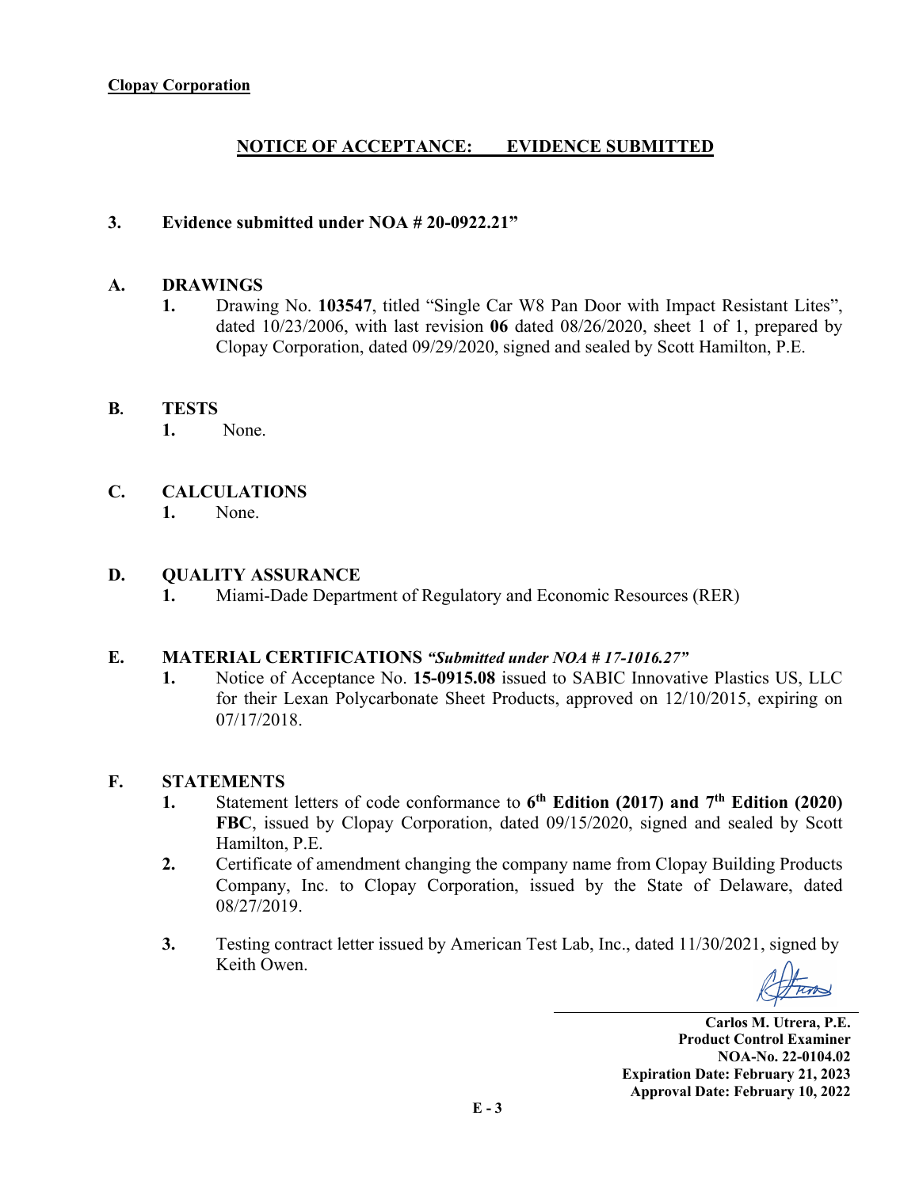**Clopay Corporation**

## NOTICE OF ACCEPTANCE: EVIDENCE SUBMITTED

### 3. Evidence submitted under NOA # 20-0922.21"

**A. DRAWINGS**

1. Drawing No. **103547**, titled "Single Car W8 Pan Door with Impact Resistant Lites", dated 10/23/2006, with last revision **06** dated 08/26/2020, sheet 1 of 1, prepared by Clopay Corporation, dated 09/29/2020, signed and sealed by Scott Hamilton, P.E.

**B. TESTS**

1. None.

**C. CALCULATIONS**

1. None.

**D. QUALITY ASSURANCE**

1. Miami-Dade Department of Regulatory and Economic Resources (RER)

**E. MATERIAL CERTIFICATIONS** ***"Submitted under NOA # 17-1016.27"***

1. Notice of Acceptance No. **15-0915.08** issued to SABIC Innovative Plastics US, LLC for their Lexan Polycarbonate Sheet Products, approved on 12/10/2015, expiring on 07/17/2018.

**F. STATEMENTS**

1. Statement letters of code conformance to **6th Edition (2017) and 7th Edition (2020) FBC**, issued by Clopay Corporation, dated 09/15/2020, signed and sealed by Scott Hamilton, P.E.
2. Certificate of amendment changing the company name from Clopay Building Products Company, Inc. to Clopay Corporation, issued by the State of Delaware, dated 08/27/2019.
3. Testing contract letter issued by American Test Lab, Inc., dated 11/30/2021, signed by Keith Owen.

**Carlos M. Utrera, P.E.**
**Product Control Examiner**
**NOA-No. 22-0104.02**
**Expiration Date: February 21, 2023**
**Approval Date: February 10, 2022**

**E - 3**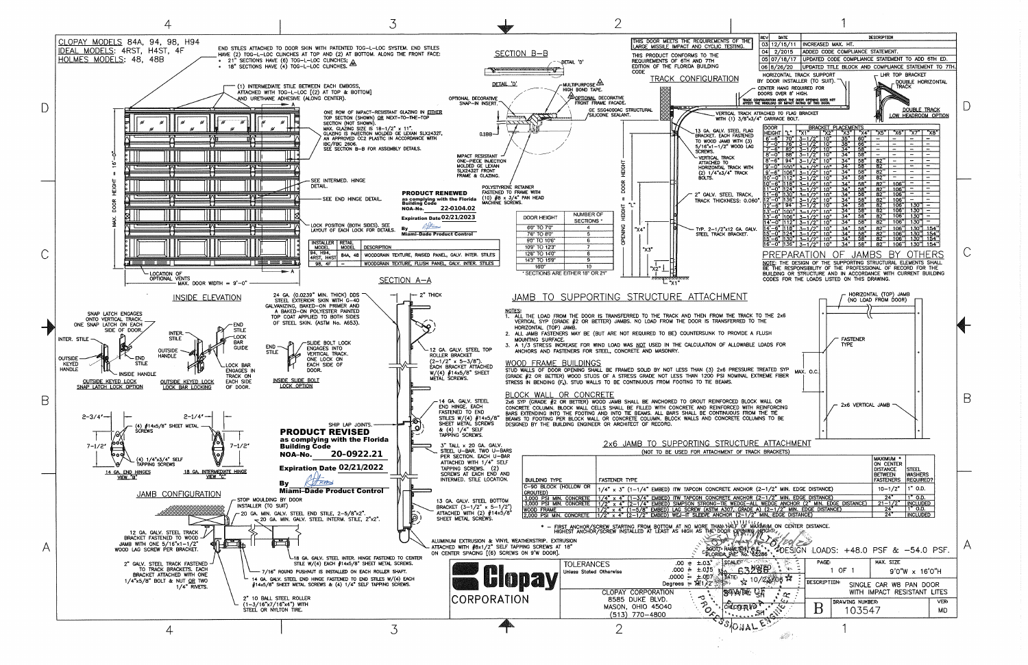CLOPAY MODELS 84A, 94, 98, H94
IDEAL MODELS: 4RST, H4ST, 4F
HOLMES MODELS: 48, 48B

END STILES ATTACHED TO DOOR SKIN WITH PATENTED TOG–L–LOC SYSTEM. END STILES HAVE (2) TOG–L–LOC CLINCHES AT TOP AND (2) AT BOTTOM. ALONG THE FRONT FACE:
- 21" SECTIONS HAVE (6) TOG–L–LOC CLINCHES.
- 18" SECTIONS HAVE (4) TOG–L–LOC CLINCHES.

(1) INTERMEDIATE STILE BETWEEN EACH EMBOSS, ATTACHED WITH TOG–L–LOC [(2) AT TOP & BOTTOM] AND URETHANE ADHESIVE (ALONG CENTER).

ONE ROW OF IMPACT–RESISTANT GLAZING IN EITHER TOP SECTION (SHOWN) OR NEXT–TO–THE–TOP SECTION (NOT SHOWN).
MAX. GLAZING SIZE IS 18–1/2" x 11".
GLAZING IS INJECTION MOLDED GE LEXAN SLX2432T, AN APPROVED CC2 PLASTIC IN ACCORDANCE WITH IBC/FBC 2606.
SEE SECTION B–B FOR ASSEMBLY DETAILS.

SEE INTERMED. HINGE DETAIL.

SEE END HINGE DETAIL.

LOCK POSITION (BOTH SIDES). SEE LAYOUT OF EACH LOCK FOR DETAILS.

LOCATION OF OPTIONAL VENTS

MAX. DOOR HEIGHT = 16'–0"

MAX. DOOR WIDTH = 9'–0"

INSIDE ELEVATION

**PRODUCT RENEWED** as complying with the Florida Building Code
NOA–No. 22–0104.02
Expiration Date 02/21/2023
By Miami–Dade Product Control

| INSTALLER MODEL | RETAIL MODEL | DESCRIPTION |
|---|---|---|
| 94, H94, 4RST, H4ST | 84A, 48 | WOODGRAIN TEXTURE, RAISED PANEL, GALV. INTER. STILES |
| 98, 4F | – | WOODGRAIN TEXTURE, FLUSH PANEL, GALV. INTER. STILES |

| DOOR HEIGHT | NUMBER OF SECTIONS * |
|---|---|
| 6'0" TO 7'0" | 4 |
| 7'6" TO 8'0" | 5 |
| 9'0" TO 10'6" | 6 |
| 10'9" TO 12'3" | 7 |
| 12'6" TO 14'0" | 8 |
| 14'3" TO 15'9" | 9 |
| 16'0" | 10 |

\* SECTIONS ARE EITHER 18" OR 21"

SECTION B–B

DETAIL 'D'

MULTIPURPOSE HIGH BOND TAPE.
OPTIONAL DECORATIVE SNAP–IN INSERT.
OPTIONAL DECORATIVE FRONT FRAME FACADE.
GE SSG4000AC STRUCTURAL SILICONE SEALANT.
0.188
IMPACT RESISTANT ONE–PIECE INJECTION MOLDED GE LEXAN SLX2432T FRONT FRAME & GLAZING.
POLYSTYRENE RETAINER FASTENED TO FRAME WITH (10) #8 x 3/4" PAN HEAD MACHINE SCREWS.

SECTION A–A

24 GA. (0.0239" MIN. THICK) DDS STEEL EXTERIOR SKIN WITH G–40 GALVANIZING, BAKED–ON PRIMER AND A BAKED–ON POLYESTER PAINTED TOP COAT APPLIED TO BOTH SIDES OF STEEL SKIN. (ASTM No. A653).

2" THICK

12 GA. GALV. STEEL TOP ROLLER BRACKET (2–1/2" x 5–3/8"). EACH BRACKET ATTACHED W/(4) #14x5/8" SHEET METAL SCREWS.

14 GA. GALV. STEEL END HINGE. EACH FASTENED TO END STILES W/(4) #14x5/8" SHEET METAL SCREWS & (4) 1/4" SELF TAPPING SCREWS.

SHIP LAP JOINTS.

3" TALL x 20 GA. GALV. STEEL U–BAR. TWO U–BARS PER SECTION. EACH U–BAR ATTACHED WITH 1/4" SELF TAPPING SCREWS. (2) SCREWS AT EACH END AND INTERMED. STILE LOCATION.

13 GA. GALV. STEEL BOTTOM BRACKET (3–1/2" x 5–1/2") ATTACHED WITH (2) #14x5/8" SHEET METAL SCREWS.

ALUMINUM EXTRUSION & VINYL WEATHERSTRIP. EXTRUSION ATTACHED WITH #8x1/2" SELF TAPPING SCREWS AT 18" ON CENTER SPACING [(6) SCREWS ON 9'W DOOR].

18 GA. GALV. STEEL INTER. HINGE FASTENED TO CENTER STILE W/(4) EACH #14x5/8" SHEET METAL SCREWS.

7/16" ROUND PUSHNUT IS INSTALLED ON EACH ROLLER SHAFT.

14 GA. GALV. STEEL END HINGE FASTENED TO END STILES W/(4) EACH #14x5/8" SHEET METAL SCREWS & (4) 1/4" SELF TAPPING SCREWS.

2" 10 BALL STEEL ROLLER (1–3/16"x7/16"x4") WITH STEEL OR NYLTON TIRE.

SNAP LATCH ENGAGES ONTO VERTICAL TRACK. ONE SNAP LATCH ON EACH SIDE OF DOOR.
INTER. STILE — END STILE — OUTSIDE KEYED HANDLE — INSIDE HANDLE
OUTSIDE KEYED LOCK SNAP LATCH LOCK OPTION

INTER. STILE — OUTSIDE HANDLE — LOCK BAR GUIDE — END STILE — LOCK BAR ENGAGES IN TRACK ON EACH SIDE OF DOOR.
OUTSIDE KEYED LOCK LOCK BAR LOCKING

END STILE — SLIDE BOLT LOCK ENGAGES INTO VERTICAL TRACK. ONE LOCK ON EACH SIDE OF DOOR.
INSIDE SLIDE BOLT LOCK OPTION

2–3/4" — 7–1/2" — (4) #14x5/8" SHEET METAL SCREWS — (4) 1/4"x3/4" SELF TAPPING SCREWS
14 GA. END HINGES VIEW "B"

2–1/4" — 7–1/2"
18 GA. INTERMEDIATE HINGE VIEW "C"

**PRODUCT REVISED** as complying with the Florida Building Code
NOA–No. 20–0922.21
Expiration Date 02/21/2022
By Miami–Dade Product Control

JAMB CONFIGURATION

STOP MOULDING BY DOOR INSTALLER (TO SUIT)
20 GA. MIN. GALV. STEEL END STILE, 2–5/8"x2".
20 GA. MIN. GALV. STEEL INTERM. STILE, 2"x2".
12 GA. GALV. STEEL TRACK BRACKET FASTENED TO WOOD JAMB WITH ONE 5/16"x1–1/2" WOOD LAG SCREW PER BRACKET.
2" GALV. STEEL TRACK FASTENED TO TRACK BRACKETS. EACH BRACKET ATTACHED WITH ONE 1/4"x5/8" BOLT & NUT OR TWO 1/4" RIVETS.

THIS DOOR MEETS THE REQUIREMENTS OF THE LARGE MISSILE IMPACT AND CYCLIC TESTING.

THIS PRODUCT CONFORMS TO THE REQUIREMENTS OF 6TH AND 7TH EDITION OF THE FLORIDA BUILDING CODE

| REV | DATE | DESCRIPTION |
|---|---|---|
| 03 | 12/15/11 | INCREASED MAX. HT. |
| 04 | 2/2015 | ADDED CODE COMPLIANCE STATEMENT. |
| 05 | 07/18/17 | UPDATED CODE COMPLIANCE STATEMENT TO ADD 6TH ED. |
| 06 | 8/26/20 | UPDATED TITLE BLOCK AND COMPLIANCE STATEMENT TO 7TH. |

TRACK CONFIGURATION

HORIZONTAL TRACK SUPPORT BY DOOR INSTALLER (TO SUIT).
CENTER HANG REQUIRED FOR DOORS OVER 8' HIGH.
TRACK CONFIGURATION ABOVE THE DOOR OPENING DOES NOT AFFECT THE WINDLOAD OR IMPACT RATING OF THIS DOOR.
VERTICAL TRACK ATTACHED TO FLAG BRACKET WITH (1) 3/8"x3/4" CARRIAGE BOLT.
13 GA. GALV. STEEL FLAG BRACKET. EACH FASTENED TO WOOD JAMB WITH (3) 5/16"x1–1/2" WOOD LAG SCREWS.
VERTICAL TRACK ATTACHED TO HORIZONTAL TRACK WITH (2) 1/4"x3/4" TRACK BOLTS.
2" GALV. STEEL TRACK, TRACK THICKNESS: 0.060"
TYP. 2–1/2"x12 GA. GALV. STEEL TRACK BRACKET.
OPENING HEIGHT = DOOR HEIGHT
"L" "X4" "X3" "X2" "X1"

LHR TOP BRACKET
DOUBLE HORIZONTAL TRACK
DOUBLE TRACK LOW HEADROOM OPTION

| DOOR HEIGHT | "L" | "X1" | "X2" | "X3" | "X4" | "X5" | "X6" | "X7" | "X8" |
|---|---|---|---|---|---|---|---|---|---|
| | | BRACKET PLACEMENTS | | | | | | | |
| 6'–6" | 70" | 3–1/2" | 10" | 35" | 60" | – | – | – | – |
| 7'–0" | 76" | 3–1/2" | 10" | 38" | 66" | – | – | – | – |
| 7'–6" | 82" | 3–1/2" | 10" | 34" | 58" | – | – | – | – |
| 8'–0" | 88" | 3–1/2" | 10" | 34" | 58" | – | – | – | – |
| 8'–6" | 94" | 3–1/2" | 10" | 34" | 58" | 82" | – | – | – |
| 9'–0" | 100" | 3–1/2" | 10" | 34" | 58" | 82" | – | – | – |
| 9'–6" | 106" | 3–1/2" | 10" | 34" | 58" | 82" | – | – | – |
| 10'–0" | 112" | 3–1/2" | 10" | 34" | 58" | 82" | – | – | – |
| 10'–6" | 118" | 3–1/2" | 10" | 34" | 58" | 82" | 106" | – | – |
| 11'–0" | 124" | 3–1/2" | 10" | 34" | 58" | 82" | 106" | – | – |
| 11'–6" | 130" | 3–1/2" | 10" | 34" | 58" | 82" | 106" | – | – |
| 12'–0" | 136" | 3–1/2" | 10" | 34" | 58" | 82" | 106" | – | – |
| 12'–6" | 94" | 3–1/2" | 10" | 34" | 58" | 82" | 106" | 130" | – |
| 13'–0" | 100" | 3–1/2" | 10" | 34" | 58" | 82" | 106" | 130" | – |
| 13'–6" | 106" | 3–1/2" | 10" | 34" | 58" | 82" | 106" | 130" | – |
| 14'–0" | 112" | 3–1/2" | 10" | 34" | 58" | 82" | 106" | 130" | – |
| 14'–6" | 118" | 3–1/2" | 10" | 34" | 58" | 82" | 106" | 130" | 154" |
| 15'–0" | 124" | 3–1/2" | 10" | 34" | 58" | 82" | 106" | 130" | 154" |
| 15'–6" | 130" | 3–1/2" | 10" | 34" | 58" | 82" | 106" | 130" | 154" |
| 16'–0" | 136" | 3–1/2" | 10" | 34" | 58" | 82" | 106" | 130" | 154" |

## PREPARATION OF JAMBS BY OTHERS

NOTE: THE DESIGN OF THE SUPPORTING STRUCTURAL ELEMENTS SHALL BE THE RESPONSIBILITY OF THE PROFESSIONAL OF RECORD FOR THE BUILDING OR STRUCTURE AND IN ACCORDANCE WITH CURRENT BUILDING CODES FOR THE LOADS LISTED ON THIS DRAWING.

## JAMB TO SUPPORTING STRUCTURE ATTACHMENT

NOTES:
1. ALL THE LOAD FROM THE DOOR IS TRANSFERRED TO THE TRACK AND THEN FROM THE TRACK TO THE 2x6 VERTICAL SYP (GRADE #2 OR BETTER) JAMBS. NO LOAD FROM THE DOOR IS TRANSFERRED TO THE HORIZONTAL (TOP) JAMB.
2. ALL JAMB FASTENERS MAY BE (BUT ARE NOT REQUIRED TO BE) COUNTERSUNK TO PROVIDE A FLUSH MOUNTING SURFACE.
3. A 1/3 STRESS INCREASE FOR WIND LOAD WAS NOT USED IN THE CALCULATION OF ALLOWABLE LOADS FOR ANCHORS AND FASTENERS FOR STEEL, CONCRETE AND MASONRY.

### WOOD FRAME BUILDINGS

STUD WALLS OF DOOR OPENING SHALL BE FRAMED SOLID BY NOT LESS THAN (3) 2x6 PRESSURE TREATED SYP (GRADE #2 OR BETTER) WOOD STUDS OF A STRESS GRADE NOT LESS THAN 1200 PSI NOMINAL EXTREME FIBER STRESS IN BENDING ($F_b$). STUD WALLS TO BE CONTINUOUS FROM FOOTING TO TIE BEAMS.

### BLOCK WALL OR CONCRETE

2x6 SYP (GRADE #2 OR BETTER) WOOD JAMB SHALL BE ANCHORED TO GROUT REINFORCED BLOCK WALL OR CONCRETE COLUMN. BLOCK WALL CELLS SHALL BE FILLED WITH CONCRETE AND REINFORCED WITH REINFORCING BARS EXTENDING INTO THE FOOTING AND INTO THE TIE BEAMS. ALL BARS SHALL BE CONTINUOUS FROM THE TIE BEAMS TO FOOTING PER BLOCK WALL OR CONCRETE COLUMN. BLOCK WALLS AND CONCRETE COLUMNS TO BE DESIGNED BY THE BUILDING ENGINEER OR ARCHITECT OF RECORD.

HORIZONTAL (TOP) JAMB (NO LOAD FROM DOOR)
FASTENER TYPE
MAX. O.C.
2x6 VERTICAL JAMB

### 2x6 JAMB TO SUPPORTING STRUCTURE ATTACHMENT
(NOT TO BE USED FOR ATTACHMENT OF TRACK BRACKETS)

| BUILDING TYPE | FASTENER TYPE | MAXIMUM * ON CENTER DISTANCE BETWEEN FASTENERS | STEEL WASHERS REQUIRED? |
|---|---|---|---|
| C–90 BLOCK (HOLLOW OR GROUTED) | 1/4" x 3" (1–1/4" EMBED) ITW TAPCON CONCRETE ANCHOR (2–1/2" MIN. EDGE DISTANCE) | 10–1/2" | 1" O.D. |
| 3,000 PSI MIN. CONCRETE | 1/4" x 4" (1–3/4" EMBED) ITW TAPCON CONCRETE ANCHOR (2–1/2" MIN. EDGE DISTANCE) | 24" | 1" O.D. |
| 3,000 PSI MIN. CONCRETE | 1/2" x 4" (2–1/4" EMBED) SIMPSON STRONG–TIE WEDGE–ALL WEDGE ANCHOR (2" MIN. EDGE DISTANCE) | 21–1/2" | INCLUDED |
| WOOD FRAME | 1/2" x 4" (1–5/8" EMBED) LAG SCREW (ASTM A307, GRADE A) (2–1/2" MIN. EDGE DISTANCE) | 24" | 1" O.D. |
| 2,000 PSI MIN. CONCRETE | 1/2" x 4" (2–1/2" EMBED) WEJ–IT SLEEVE ANCHOR (2–1/2" MIN. EDGE DISTANCE) | 24" | INCLUDED |

\* – FIRST ANCHOR/SCREW STARTING FROM BOTTOM AT NO MORE THAN HALF OF MAXIMUM ON CENTER DISTANCE. HIGHEST ANCHOR/SCREW INSTALLED AT LEAST AS HIGH AS THE DOOR OPENING HEIGHT.

SCOTT HAMILTON, P.E. FLORIDA P.E. No. 63286

DESIGN LOADS: +48.0 PSF & –54.0 PSF.

TOLERANCES Unless Stated Otherwise
.00 = ±.03
.000 = ±.015
.0000 = ±.007
Degrees = ±1/2°

SCALE: NOTED
DATE: 10/22/08
DRAWN: SH
CHECKED: SH

Clopay CORPORATION
CLOPAY CORPORATION
8585 DUKE BLVD.
MASON, OHIO 45040
(513) 770–4800

PAGE: 1 OF 1
MAX. SIZE: 9'0"W x 16'0"H
DESCRIPTION: SINGLE CAR W8 PAN DOOR WITH IMPACT RESISTANT LITES
B
DRAWING NUMBER: 103547
VER: MD